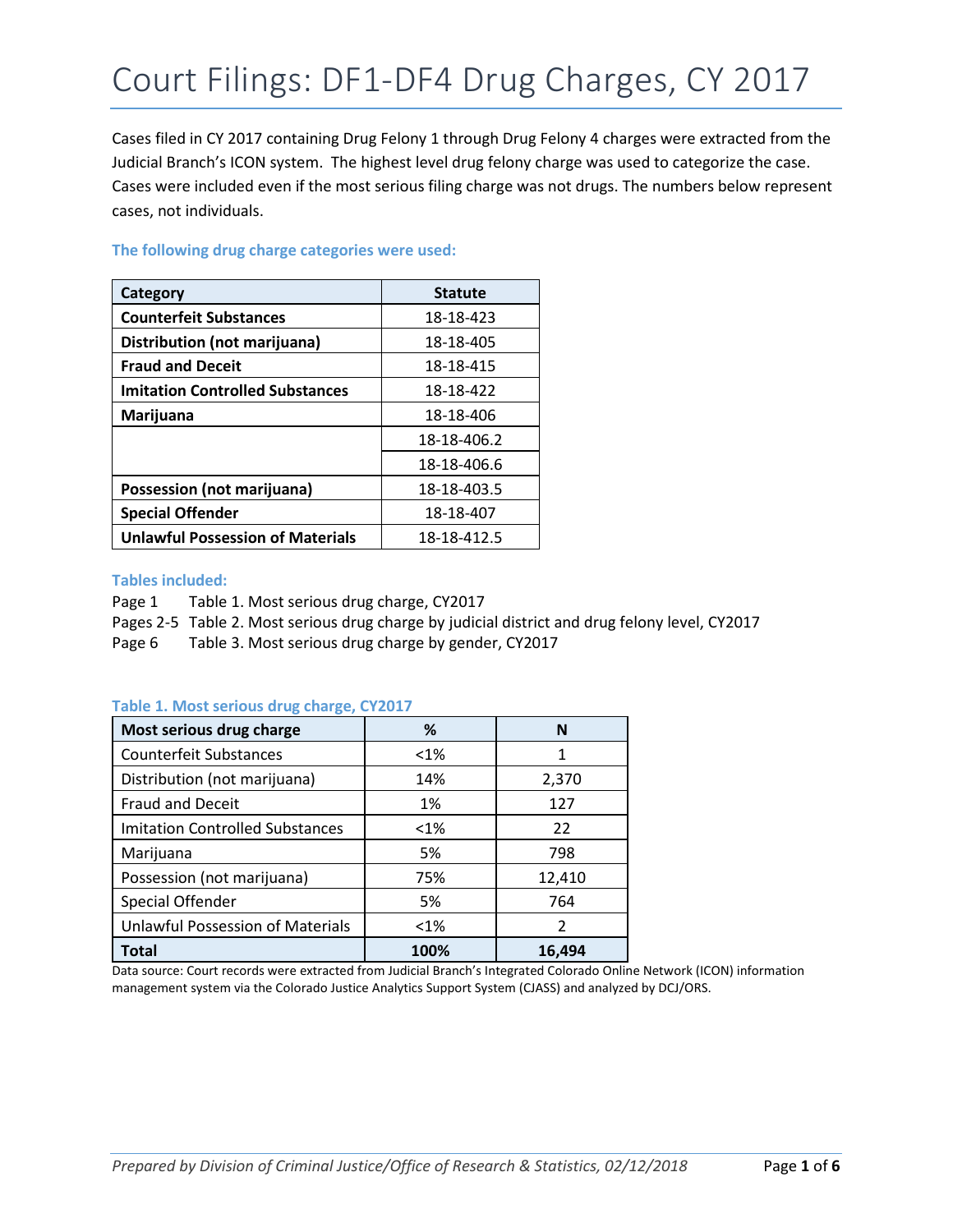# Court Filings: DF1-DF4 Drug Charges, CY 2017

Cases filed in CY 2017 containing Drug Felony 1 through Drug Felony 4 charges were extracted from the Judicial Branch's ICON system. The highest level drug felony charge was used to categorize the case. Cases were included even if the most serious filing charge was not drugs. The numbers below represent cases, not individuals.

### The following drug charge categories were used:

| Category | Statute |
|---|---|
| **Counterfeit Substances** | 18-18-423 |
| **Distribution (not marijuana)** | 18-18-405 |
| **Fraud and Deceit** | 18-18-415 |
| **Imitation Controlled Substances** | 18-18-422 |
| **Marijuana** | 18-18-406 |
| | 18-18-406.2 |
| | 18-18-406.6 |
| **Possession (not marijuana)** | 18-18-403.5 |
| **Special Offender** | 18-18-407 |
| **Unlawful Possession of Materials** | 18-18-412.5 |

### Tables included:

Page 1 Table 1. Most serious drug charge, CY2017
Pages 2-5 Table 2. Most serious drug charge by judicial district and drug felony level, CY2017
Page 6 Table 3. Most serious drug charge by gender, CY2017

### Table 1. Most serious drug charge, CY2017

| Most serious drug charge | % | N |
|---|---|---|
| Counterfeit Substances | <1% | 1 |
| Distribution (not marijuana) | 14% | 2,370 |
| Fraud and Deceit | 1% | 127 |
| Imitation Controlled Substances | <1% | 22 |
| Marijuana | 5% | 798 |
| Possession (not marijuana) | 75% | 12,410 |
| Special Offender | 5% | 764 |
| Unlawful Possession of Materials | <1% | 2 |
| **Total** | **100%** | **16,494** |

Data source: Court records were extracted from Judicial Branch's Integrated Colorado Online Network (ICON) information management system via the Colorado Justice Analytics Support System (CJASS) and analyzed by DCJ/ORS.

*Prepared by Division of Criminal Justice/Office of Research & Statistics, 02/12/2018*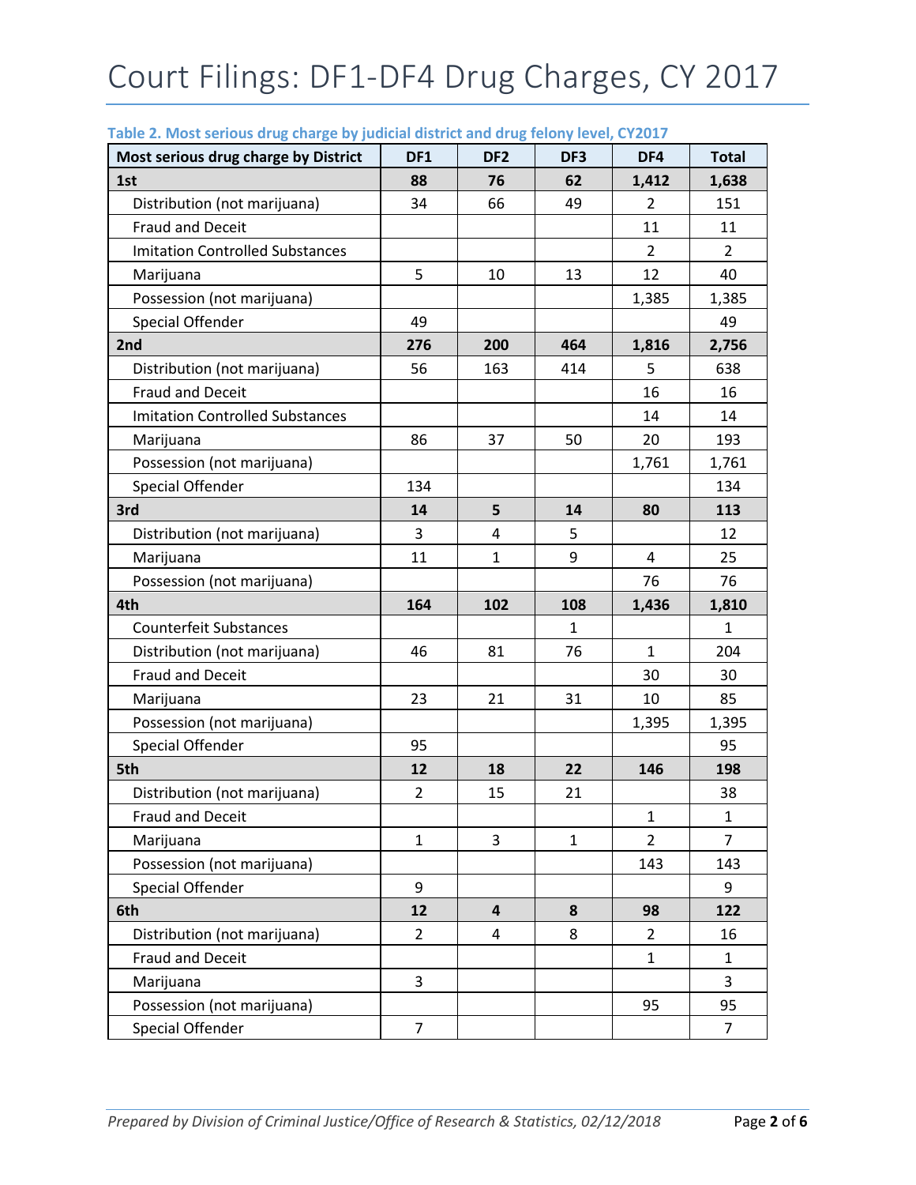# Court Filings: DF1-DF4 Drug Charges, CY 2017

**Table 2. Most serious drug charge by judicial district and drug felony level, CY2017**

| Most serious drug charge by District | DF1 | DF2 | DF3 | DF4 | Total |
|---|---|---|---|---|---|
| **1st** | **88** | **76** | **62** | **1,412** | **1,638** |
| Distribution (not marijuana) | 34 | 66 | 49 | 2 | 151 |
| Fraud and Deceit | | | | 11 | 11 |
| Imitation Controlled Substances | | | | 2 | 2 |
| Marijuana | 5 | 10 | 13 | 12 | 40 |
| Possession (not marijuana) | | | | 1,385 | 1,385 |
| Special Offender | 49 | | | | 49 |
| **2nd** | **276** | **200** | **464** | **1,816** | **2,756** |
| Distribution (not marijuana) | 56 | 163 | 414 | 5 | 638 |
| Fraud and Deceit | | | | 16 | 16 |
| Imitation Controlled Substances | | | | 14 | 14 |
| Marijuana | 86 | 37 | 50 | 20 | 193 |
| Possession (not marijuana) | | | | 1,761 | 1,761 |
| Special Offender | 134 | | | | 134 |
| **3rd** | **14** | **5** | **14** | **80** | **113** |
| Distribution (not marijuana) | 3 | 4 | 5 | | 12 |
| Marijuana | 11 | 1 | 9 | 4 | 25 |
| Possession (not marijuana) | | | | 76 | 76 |
| **4th** | **164** | **102** | **108** | **1,436** | **1,810** |
| Counterfeit Substances | | | 1 | | 1 |
| Distribution (not marijuana) | 46 | 81 | 76 | 1 | 204 |
| Fraud and Deceit | | | | 30 | 30 |
| Marijuana | 23 | 21 | 31 | 10 | 85 |
| Possession (not marijuana) | | | | 1,395 | 1,395 |
| Special Offender | 95 | | | | 95 |
| **5th** | **12** | **18** | **22** | **146** | **198** |
| Distribution (not marijuana) | 2 | 15 | 21 | | 38 |
| Fraud and Deceit | | | | 1 | 1 |
| Marijuana | 1 | 3 | 1 | 2 | 7 |
| Possession (not marijuana) | | | | 143 | 143 |
| Special Offender | 9 | | | | 9 |
| **6th** | **12** | **4** | **8** | **98** | **122** |
| Distribution (not marijuana) | 2 | 4 | 8 | 2 | 16 |
| Fraud and Deceit | | | | 1 | 1 |
| Marijuana | 3 | | | | 3 |
| Possession (not marijuana) | | | | 95 | 95 |
| Special Offender | 7 | | | | 7 |

*Prepared by Division of Criminal Justice/Office of Research & Statistics, 02/12/2018*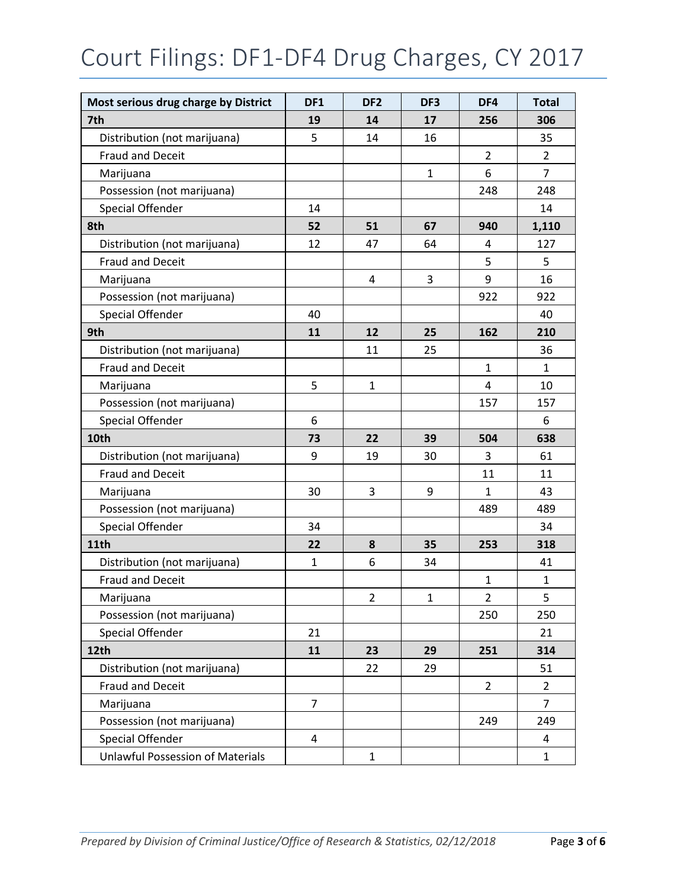# Court Filings: DF1-DF4 Drug Charges, CY 2017

| Most serious drug charge by District | DF1 | DF2 | DF3 | DF4 | Total |
|---|---|---|---|---|---|
| **7th** | **19** | **14** | **17** | **256** | **306** |
| Distribution (not marijuana) | 5 | 14 | 16 | | 35 |
| Fraud and Deceit | | | | 2 | 2 |
| Marijuana | | | 1 | 6 | 7 |
| Possession (not marijuana) | | | | 248 | 248 |
| Special Offender | 14 | | | | 14 |
| **8th** | **52** | **51** | **67** | **940** | **1,110** |
| Distribution (not marijuana) | 12 | 47 | 64 | 4 | 127 |
| Fraud and Deceit | | | | 5 | 5 |
| Marijuana | | 4 | 3 | 9 | 16 |
| Possession (not marijuana) | | | | 922 | 922 |
| Special Offender | 40 | | | | 40 |
| **9th** | **11** | **12** | **25** | **162** | **210** |
| Distribution (not marijuana) | | 11 | 25 | | 36 |
| Fraud and Deceit | | | | 1 | 1 |
| Marijuana | 5 | 1 | | 4 | 10 |
| Possession (not marijuana) | | | | 157 | 157 |
| Special Offender | 6 | | | | 6 |
| **10th** | **73** | **22** | **39** | **504** | **638** |
| Distribution (not marijuana) | 9 | 19 | 30 | 3 | 61 |
| Fraud and Deceit | | | | 11 | 11 |
| Marijuana | 30 | 3 | 9 | 1 | 43 |
| Possession (not marijuana) | | | | 489 | 489 |
| Special Offender | 34 | | | | 34 |
| **11th** | **22** | **8** | **35** | **253** | **318** |
| Distribution (not marijuana) | 1 | 6 | 34 | | 41 |
| Fraud and Deceit | | | | 1 | 1 |
| Marijuana | | 2 | 1 | 2 | 5 |
| Possession (not marijuana) | | | | 250 | 250 |
| Special Offender | 21 | | | | 21 |
| **12th** | **11** | **23** | **29** | **251** | **314** |
| Distribution (not marijuana) | | 22 | 29 | | 51 |
| Fraud and Deceit | | | | 2 | 2 |
| Marijuana | 7 | | | | 7 |
| Possession (not marijuana) | | | | 249 | 249 |
| Special Offender | 4 | | | | 4 |
| Unlawful Possession of Materials | | 1 | | | 1 |

*Prepared by Division of Criminal Justice/Office of Research & Statistics, 02/12/2018*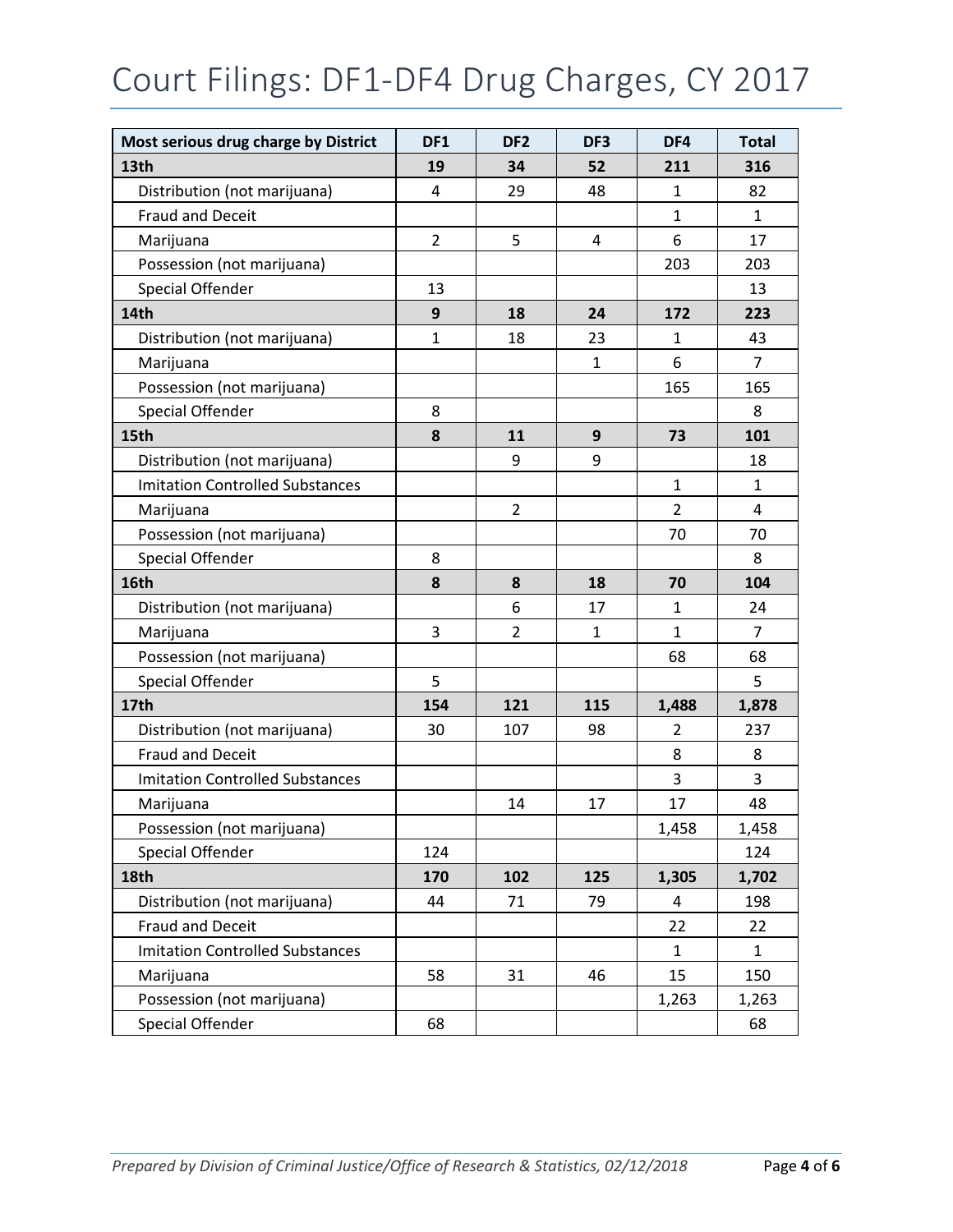# Court Filings: DF1-DF4 Drug Charges, CY 2017

| Most serious drug charge by District | DF1 | DF2 | DF3 | DF4 | Total |
|---|---|---|---|---|---|
| **13th** | **19** | **34** | **52** | **211** | **316** |
| Distribution (not marijuana) | 4 | 29 | 48 | 1 | 82 |
| Fraud and Deceit | | | | 1 | 1 |
| Marijuana | 2 | 5 | 4 | 6 | 17 |
| Possession (not marijuana) | | | | 203 | 203 |
| Special Offender | 13 | | | | 13 |
| **14th** | **9** | **18** | **24** | **172** | **223** |
| Distribution (not marijuana) | 1 | 18 | 23 | 1 | 43 |
| Marijuana | | | 1 | 6 | 7 |
| Possession (not marijuana) | | | | 165 | 165 |
| Special Offender | 8 | | | | 8 |
| **15th** | **8** | **11** | **9** | **73** | **101** |
| Distribution (not marijuana) | | 9 | 9 | | 18 |
| Imitation Controlled Substances | | | | 1 | 1 |
| Marijuana | | 2 | | 2 | 4 |
| Possession (not marijuana) | | | | 70 | 70 |
| Special Offender | 8 | | | | 8 |
| **16th** | **8** | **8** | **18** | **70** | **104** |
| Distribution (not marijuana) | | 6 | 17 | 1 | 24 |
| Marijuana | 3 | 2 | 1 | 1 | 7 |
| Possession (not marijuana) | | | | 68 | 68 |
| Special Offender | 5 | | | | 5 |
| **17th** | **154** | **121** | **115** | **1,488** | **1,878** |
| Distribution (not marijuana) | 30 | 107 | 98 | 2 | 237 |
| Fraud and Deceit | | | | 8 | 8 |
| Imitation Controlled Substances | | | | 3 | 3 |
| Marijuana | | 14 | 17 | 17 | 48 |
| Possession (not marijuana) | | | | 1,458 | 1,458 |
| Special Offender | 124 | | | | 124 |
| **18th** | **170** | **102** | **125** | **1,305** | **1,702** |
| Distribution (not marijuana) | 44 | 71 | 79 | 4 | 198 |
| Fraud and Deceit | | | | 22 | 22 |
| Imitation Controlled Substances | | | | 1 | 1 |
| Marijuana | 58 | 31 | 46 | 15 | 150 |
| Possession (not marijuana) | | | | 1,263 | 1,263 |
| Special Offender | 68 | | | | 68 |

*Prepared by Division of Criminal Justice/Office of Research & Statistics, 02/12/2018*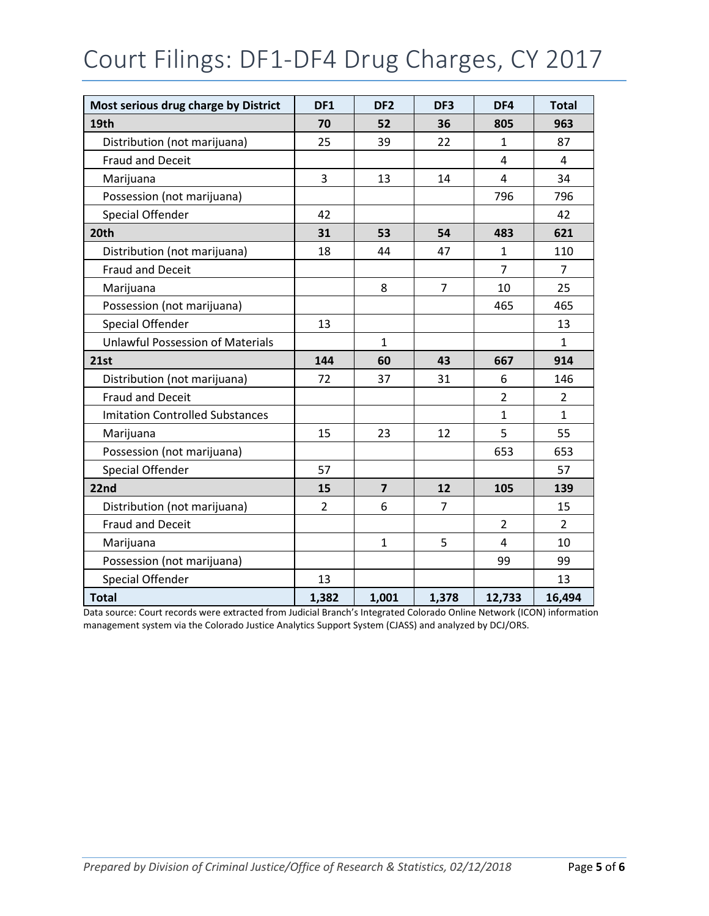# Court Filings: DF1-DF4 Drug Charges, CY 2017

| Most serious drug charge by District | DF1 | DF2 | DF3 | DF4 | Total |
|---|---|---|---|---|---|
| **19th** | **70** | **52** | **36** | **805** | **963** |
| Distribution (not marijuana) | 25 | 39 | 22 | 1 | 87 |
| Fraud and Deceit | | | | 4 | 4 |
| Marijuana | 3 | 13 | 14 | 4 | 34 |
| Possession (not marijuana) | | | | 796 | 796 |
| Special Offender | 42 | | | | 42 |
| **20th** | **31** | **53** | **54** | **483** | **621** |
| Distribution (not marijuana) | 18 | 44 | 47 | 1 | 110 |
| Fraud and Deceit | | | | 7 | 7 |
| Marijuana | | 8 | 7 | 10 | 25 |
| Possession (not marijuana) | | | | 465 | 465 |
| Special Offender | 13 | | | | 13 |
| Unlawful Possession of Materials | | 1 | | | 1 |
| **21st** | **144** | **60** | **43** | **667** | **914** |
| Distribution (not marijuana) | 72 | 37 | 31 | 6 | 146 |
| Fraud and Deceit | | | | 2 | 2 |
| Imitation Controlled Substances | | | | 1 | 1 |
| Marijuana | 15 | 23 | 12 | 5 | 55 |
| Possession (not marijuana) | | | | 653 | 653 |
| Special Offender | 57 | | | | 57 |
| **22nd** | **15** | **7** | **12** | **105** | **139** |
| Distribution (not marijuana) | 2 | 6 | 7 | | 15 |
| Fraud and Deceit | | | | 2 | 2 |
| Marijuana | | 1 | 5 | 4 | 10 |
| Possession (not marijuana) | | | | 99 | 99 |
| Special Offender | 13 | | | | 13 |
| **Total** | **1,382** | **1,001** | **1,378** | **12,733** | **16,494** |

Data source: Court records were extracted from Judicial Branch's Integrated Colorado Online Network (ICON) information management system via the Colorado Justice Analytics Support System (CJASS) and analyzed by DCJ/ORS.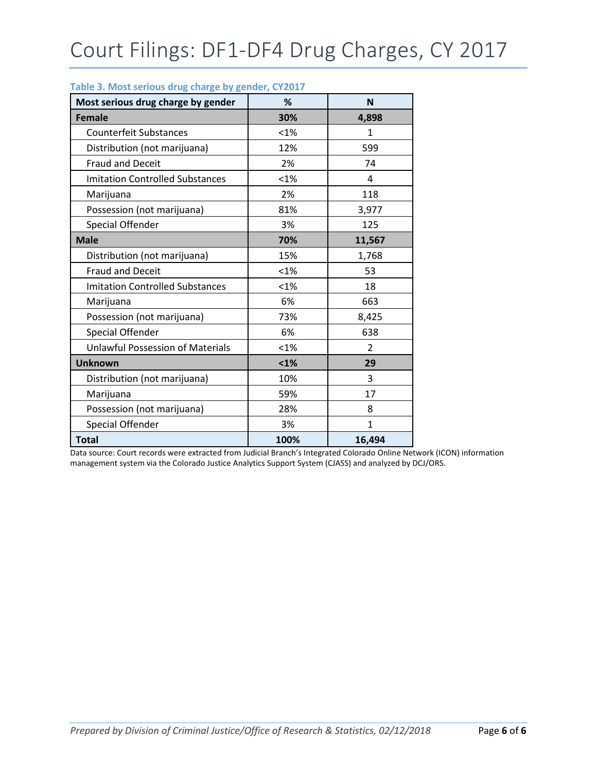# Court Filings: DF1-DF4 Drug Charges, CY 2017

**Table 3. Most serious drug charge by gender, CY2017**

| Most serious drug charge by gender | % | N |
|---|---|---|
| **Female** | **30%** | **4,898** |
| Counterfeit Substances | <1% | 1 |
| Distribution (not marijuana) | 12% | 599 |
| Fraud and Deceit | 2% | 74 |
| Imitation Controlled Substances | <1% | 4 |
| Marijuana | 2% | 118 |
| Possession (not marijuana) | 81% | 3,977 |
| Special Offender | 3% | 125 |
| **Male** | **70%** | **11,567** |
| Distribution (not marijuana) | 15% | 1,768 |
| Fraud and Deceit | <1% | 53 |
| Imitation Controlled Substances | <1% | 18 |
| Marijuana | 6% | 663 |
| Possession (not marijuana) | 73% | 8,425 |
| Special Offender | 6% | 638 |
| Unlawful Possession of Materials | <1% | 2 |
| **Unknown** | **<1%** | **29** |
| Distribution (not marijuana) | 10% | 3 |
| Marijuana | 59% | 17 |
| Possession (not marijuana) | 28% | 8 |
| Special Offender | 3% | 1 |
| **Total** | **100%** | **16,494** |

Data source: Court records were extracted from Judicial Branch's Integrated Colorado Online Network (ICON) information management system via the Colorado Justice Analytics Support System (CJASS) and analyzed by DCJ/ORS.